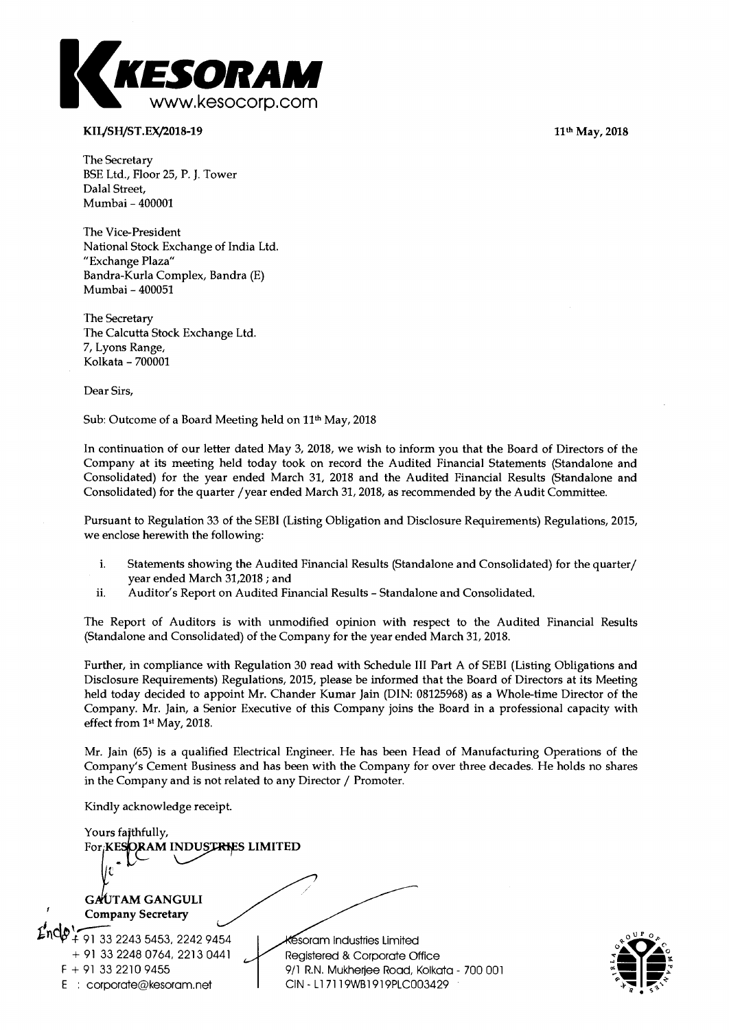KESORAM
www.kesocorp.com

**KIL/SH/ST.EX/2018-19**

**11th May, 2018**

The Secretary
BSE Ltd., Floor 25, P. J. Tower
Dalal Street,
Mumbai – 400001

The Vice-President
National Stock Exchange of India Ltd.
"Exchange Plaza"
Bandra-Kurla Complex, Bandra (E)
Mumbai – 400051

The Secretary
The Calcutta Stock Exchange Ltd.
7, Lyons Range,
Kolkata – 700001

Dear Sirs,

Sub: Outcome of a Board Meeting held on 11th May, 2018

In continuation of our letter dated May 3, 2018, we wish to inform you that the Board of Directors of the Company at its meeting held today took on record the Audited Financial Statements (Standalone and Consolidated) for the year ended March 31, 2018 and the Audited Financial Results (Standalone and Consolidated) for the quarter / year ended March 31, 2018, as recommended by the Audit Committee.

Pursuant to Regulation 33 of the SEBI (Listing Obligation and Disclosure Requirements) Regulations, 2015, we enclose herewith the following:

i. Statements showing the Audited Financial Results (Standalone and Consolidated) for the quarter/ year ended March 31,2018 ; and
ii. Auditor's Report on Audited Financial Results – Standalone and Consolidated.

The Report of Auditors is with unmodified opinion with respect to the Audited Financial Results (Standalone and Consolidated) of the Company for the year ended March 31, 2018.

Further, in compliance with Regulation 30 read with Schedule III Part A of SEBI (Listing Obligations and Disclosure Requirements) Regulations, 2015, please be informed that the Board of Directors at its Meeting held today decided to appoint Mr. Chander Kumar Jain (DIN: 08125968) as a Whole-time Director of the Company. Mr. Jain, a Senior Executive of this Company joins the Board in a professional capacity with effect from 1st May, 2018.

Mr. Jain (65) is a qualified Electrical Engineer. He has been Head of Manufacturing Operations of the Company's Cement Business and has been with the Company for over three decades. He holds no shares in the Company and is not related to any Director / Promoter.

Kindly acknowledge receipt.

Yours faithfully,
For **KESORAM INDUSTRIES LIMITED**

**GAUTAM GANGULI**
**Company Secretary**

Encl:

+ 91 33 2243 5453, 2242 9454
+ 91 33 2248 0764, 2213 0441
F + 91 33 2210 9455
E : corporate@kesoram.net

Kesoram Industries Limited
Registered & Corporate Office
9/1 R.N. Mukherjee Road, Kolkata - 700 001
CIN - L17119WB1919PLC003429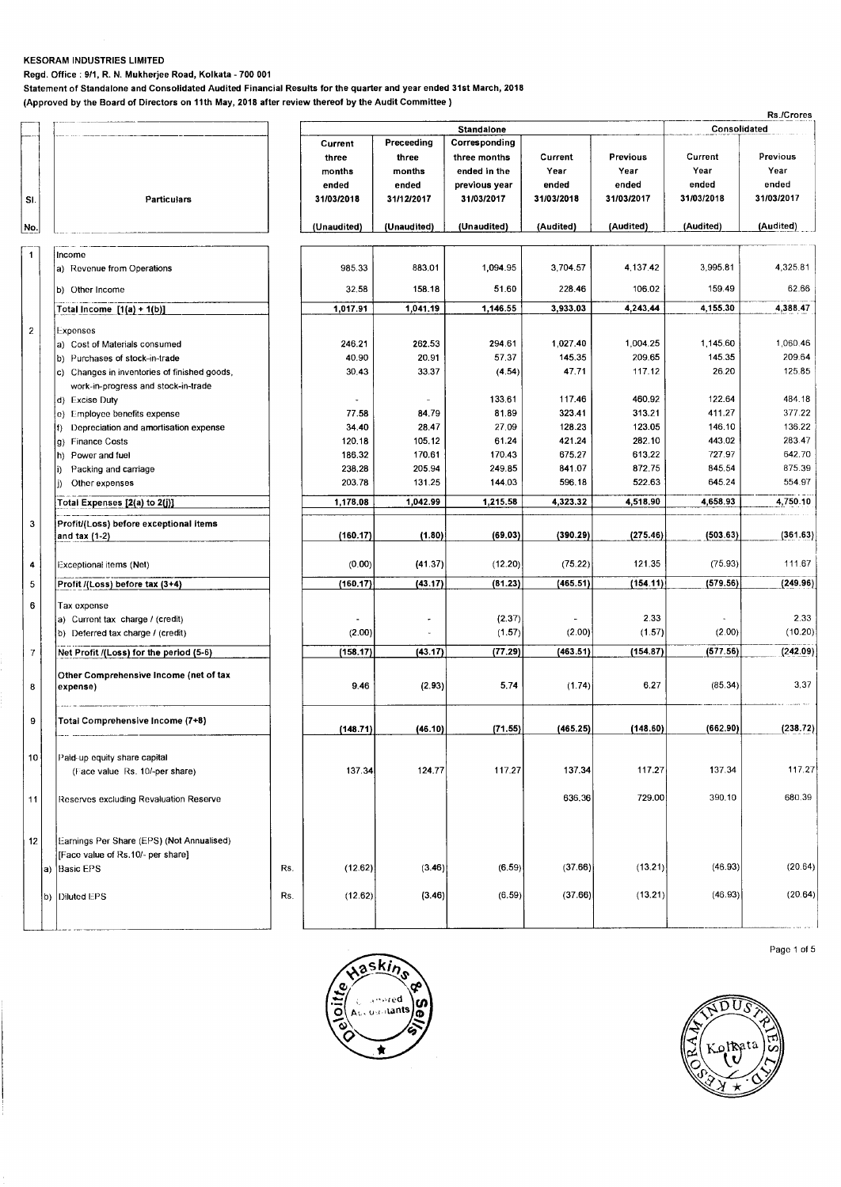**KESORAM INDUSTRIES LIMITED**

**Regd. Office : 9/1, R. N. Mukherjee Road, Kolkata - 700 001**

**Statement of Standalone and Consolidated Audited Financial Results for the quarter and year ended 31st March, 2018**

**(Approved by the Board of Directors on 11th May, 2018 after review thereof by the Audit Committee )**

Rs./Crores

| Sl. No. | Particulars | | Standalone | | | | | Consolidated | |
|---|---|---|---|---|---|---|---|---|---|
| | | | Current three months ended 31/03/2018 | Preceeding three months ended 31/12/2017 | Corresponding three months ended in the previous year 31/03/2017 | Current Year ended 31/03/2018 | Previous Year ended 31/03/2017 | Current Year ended 31/03/2018 | Previous Year ended 31/03/2017 |
| | | | (Unaudited) | (Unaudited) | (Unaudited) | (Audited) | (Audited) | (Audited) | (Audited) |
| 1 | Income | | | | | | | | |
| | a) Revenue from Operations | | 985.33 | 883.01 | 1,094.95 | 3,704.57 | 4,137.42 | 3,995.81 | 4,325.81 |
| | b) Other Income | | 32.58 | 158.18 | 51.60 | 228.46 | 106.02 | 159.49 | 62.66 |
| | **Total Income [1(a) + 1(b)]** | | **1,017.91** | **1,041.19** | **1,146.55** | **3,933.03** | **4,243.44** | **4,155.30** | **4,388.47** |
| 2 | Expenses | | | | | | | | |
| | a) Cost of Materials consumed | | 246.21 | 262.53 | 294.61 | 1,027.40 | 1,004.25 | 1,145.60 | 1,060.46 |
| | b) Purchases of stock-in-trade | | 40.90 | 20.91 | 57.37 | 145.35 | 209.65 | 145.35 | 209.64 |
| | c) Changes in inventories of finished goods, work-in-progress and stock-in-trade | | 30.43 | 33.37 | (4.54) | 47.71 | 117.12 | 26.20 | 125.85 |
| | d) Excise Duty | | - | - | 133.61 | 117.46 | 460.92 | 122.64 | 484.18 |
| | e) Employee benefits expense | | 77.58 | 84.79 | 81.89 | 323.41 | 313.21 | 411.27 | 377.22 |
| | f) Depreciation and amortisation expense | | 34.40 | 28.47 | 27.09 | 128.23 | 123.05 | 146.10 | 136.22 |
| | g) Finance Costs | | 120.18 | 105.12 | 61.24 | 421.24 | 282.10 | 443.02 | 283.47 |
| | h) Power and fuel | | 186.32 | 170.61 | 170.43 | 675.27 | 613.22 | 727.97 | 642.70 |
| | i) Packing and carriage | | 238.28 | 205.94 | 249.85 | 841.07 | 872.75 | 845.54 | 875.39 |
| | j) Other expenses | | 203.78 | 131.25 | 144.03 | 596.18 | 522.63 | 645.24 | 554.97 |
| | **Total Expenses [2(a) to 2(j)]** | | **1,178.08** | **1,042.99** | **1,215.58** | **4,323.32** | **4,518.90** | **4,658.93** | **4,750.10** |
| 3 | **Profit/(Loss) before exceptional items and tax (1-2)** | | **(160.17)** | **(1.80)** | **(69.03)** | **(390.29)** | **(275.46)** | **(503.63)** | **(361.63)** |
| 4 | Exceptional items (Net) | | (0.00) | (41.37) | (12.20) | (75.22) | 121.35 | (75.93) | 111.67 |
| 5 | **Profit /(Loss) before tax (3+4)** | | **(160.17)** | **(43.17)** | **(81.23)** | **(465.51)** | **(154.11)** | **(579.56)** | **(249.96)** |
| 6 | Tax expense | | | | | | | | |
| | a) Current tax charge / (credit) | | - | - | (2.37) | - | 2.33 | - | 2.33 |
| | b) Deferred tax charge / (credit) | | (2.00) | - | (1.57) | (2.00) | (1.57) | (2.00) | (10.20) |
| 7 | **Net Profit /(Loss) for the period (5-6)** | | **(158.17)** | **(43.17)** | **(77.29)** | **(463.51)** | **(154.87)** | **(577.56)** | **(242.09)** |
| 8 | **Other Comprehensive Income (net of tax expense)** | | 9.46 | (2.93) | 5.74 | (1.74) | 6.27 | (85.34) | 3.37 |
| 9 | **Total Comprehensive Income (7+8)** | | **(148.71)** | **(46.10)** | **(71.55)** | **(465.25)** | **(148.60)** | **(662.90)** | **(238.72)** |
| 10 | Paid-up equity share capital (Face value Rs. 10/-per share) | | 137.34 | 124.77 | 117.27 | 137.34 | 117.27 | 137.34 | 117.27 |
| 11 | Reserves excluding Revaluation Reserve | | | | | 636.36 | 729.00 | 390.10 | 680.39 |
| 12 | Earnings Per Share (EPS) (Not Annualised) [Face value of Rs.10/- per share] | | | | | | | | |
| | a) Basic EPS | Rs. | (12.62) | (3.46) | (6.59) | (37.66) | (13.21) | (46.93) | (20.64) |
| | b) Diluted EPS | Rs. | (12.62) | (3.46) | (6.59) | (37.66) | (13.21) | (46.93) | (20.64) |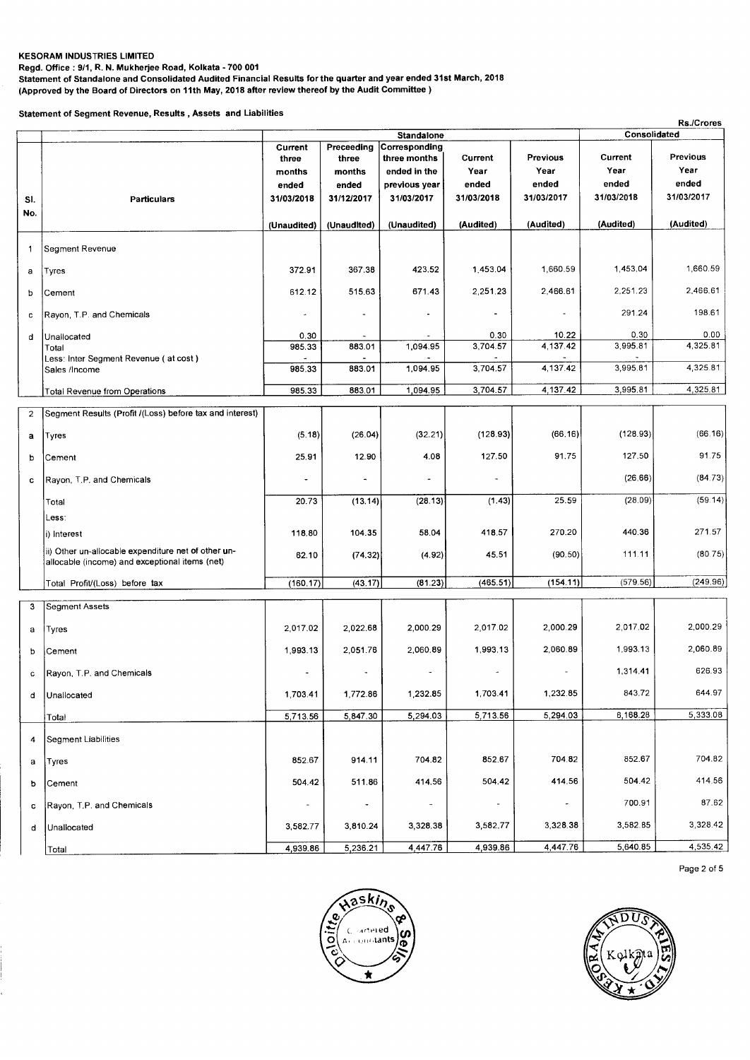**KESORAM INDUSTRIES LIMITED**
**Regd. Office : 9/1, R. N. Mukherjee Road, Kolkata - 700 001**
**Statement of Standalone and Consolidated Audited Financial Results for the quarter and year ended 31st March, 2018**
**(Approved by the Board of Directors on 11th May, 2018 after review thereof by the Audit Committee )**

**Statement of Segment Revenue, Results , Assets and Liabilities**

Rs./Crores

| Sl. No. | Particulars | Standalone | | | | | Consolidated | |
|---|---|---|---|---|---|---|---|---|
| | | Current three months ended 31/03/2018 | Preceeding three months ended 31/12/2017 | Corresponding three months ended in the previous year 31/03/2017 | Current Year ended 31/03/2018 | Previous Year ended 31/03/2017 | Current Year ended 31/03/2018 | Previous Year ended 31/03/2017 |
| | | (Unaudited) | (Unaudited) | (Unaudited) | (Audited) | (Audited) | (Audited) | (Audited) |
| 1 | Segment Revenue | | | | | | | |
| a | Tyres | 372.91 | 367.38 | 423.52 | 1,453.04 | 1,660.59 | 1,453.04 | 1,660.59 |
| b | Cement | 612.12 | 515.63 | 671.43 | 2,251.23 | 2,466.61 | 2,251.23 | 2,466.61 |
| c | Rayon, T.P. and Chemicals | - | - | - | - | - | 291.24 | 198.61 |
| d | Unallocated | 0.30 | - | - | 0.30 | 10.22 | 0.30 | 0.00 |
| | Total | 985.33 | 883.01 | 1,094.95 | 3,704.57 | 4,137.42 | 3,995.81 | 4,325.81 |
| | Less: Inter Segment Revenue ( at cost ) | - | - | - | - | - | - | |
| | Sales /Income | 985.33 | 883.01 | 1,094.95 | 3,704.57 | 4,137.42 | 3,995.81 | 4,325.81 |
| | Total Revenue from Operations | 985.33 | 883.01 | 1,094.95 | 3,704.57 | 4,137.42 | 3,995.81 | 4,325.81 |
| 2 | Segment Results (Profit /(Loss) before tax and interest) | | | | | | | |
| a | Tyres | (5.18) | (26.04) | (32.21) | (128.93) | (66.16) | (128.93) | (66.16) |
| b | Cement | 25.91 | 12.90 | 4.08 | 127.50 | 91.75 | 127.50 | 91.75 |
| c | Rayon, T.P. and Chemicals | - | - | - | - | | (26.66) | (84.73) |
| | Total | 20.73 | (13.14) | (28.13) | (1.43) | 25.59 | (28.09) | (59.14) |
| | Less: | | | | | | | |
| | i) Interest | 118.80 | 104.35 | 58.04 | 418.57 | 270.20 | 440.36 | 271.57 |
| | ii) Other un-allocable expenditure net of other un-allocable (income) and exceptional items (net) | 62.10 | (74.32) | (4.92) | 45.51 | (90.50) | 111.11 | (80.75) |
| | Total Profit/(Loss) before tax | (160.17) | (43.17) | (81.23) | (465.51) | (154.11) | (579.56) | (249.96) |
| 3 | Segment Assets | | | | | | | |
| a | Tyres | 2,017.02 | 2,022.68 | 2,000.29 | 2,017.02 | 2,000.29 | 2,017.02 | 2,000.29 |
| b | Cement | 1,993.13 | 2,051.76 | 2,060.89 | 1,993.13 | 2,060.89 | 1,993.13 | 2,060.89 |
| c | Rayon, T.P. and Chemicals | - | - | - | - | - | 1,314.41 | 626.93 |
| d | Unallocated | 1,703.41 | 1,772.86 | 1,232.85 | 1,703.41 | 1,232.85 | 843.72 | 644.97 |
| | Total | 5,713.56 | 5,847.30 | 5,294.03 | 5,713.56 | 5,294.03 | 6,168.28 | 5,333.08 |
| 4 | Segment Liabilities | | | | | | | |
| a | Tyres | 852.67 | 914.11 | 704.82 | 852.67 | 704.82 | 852.67 | 704.82 |
| b | Cement | 504.42 | 511.86 | 414.56 | 504.42 | 414.56 | 504.42 | 414.56 |
| c | Rayon, T.P. and Chemicals | - | - | - | - | - | 700.91 | 87.62 |
| d | Unallocated | 3,582.77 | 3,810.24 | 3,328.38 | 3,582.77 | 3,328.38 | 3,582.85 | 3,328.42 |
| | Total | 4,939.86 | 5,236.21 | 4,447.76 | 4,939.86 | 4,447.76 | 5,640.85 | 4,535.42 |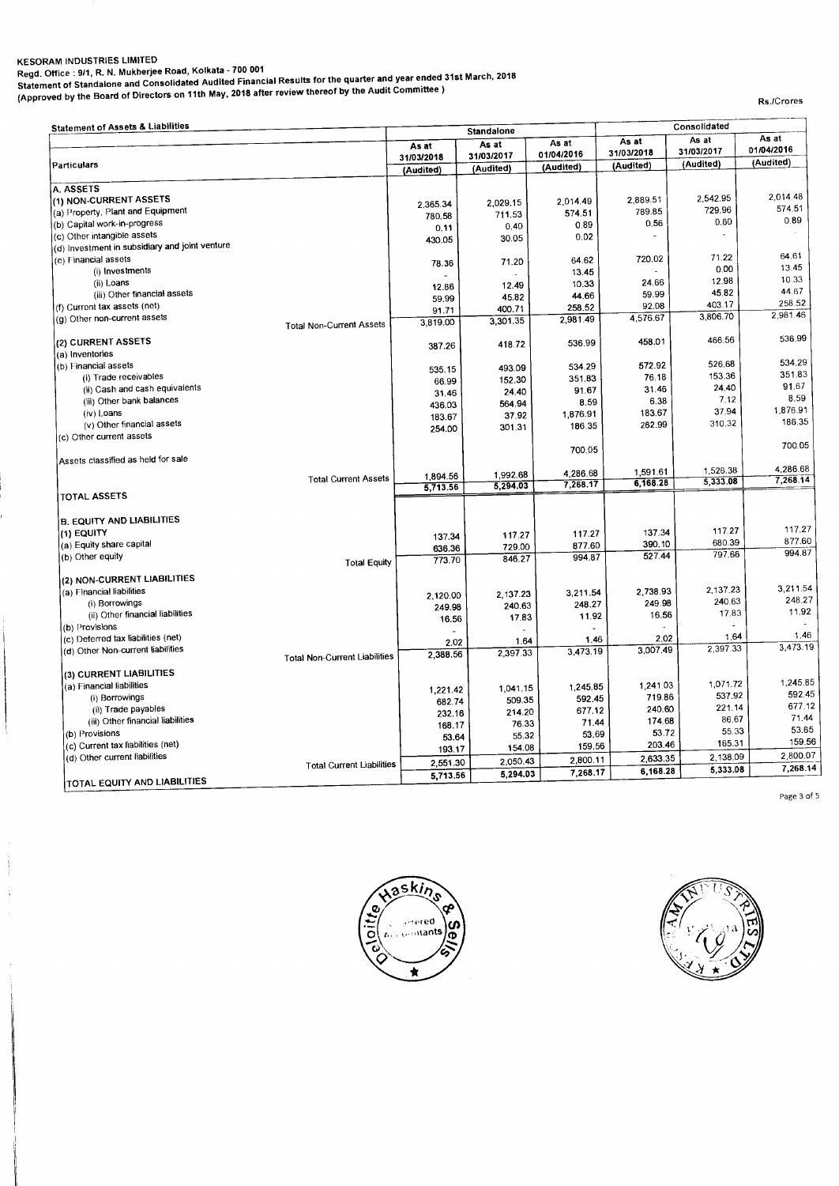**KESORAM INDUSTRIES LIMITED**

**Regd. Office : 9/1, R. N. Mukherjee Road, Kolkata - 700 001**

**Statement of Standalone and Consolidated Audited Financial Results for the quarter and year ended 31st March, 2018**

**(Approved by the Board of Directors on 11th May, 2018 after review thereof by the Audit Committee )**

Rs./Crores

| Statement of Assets & Liabilities | | Standalone | | | Consolidated | | |
|---|---|---|---|---|---|---|---|
| Particulars | | As at 31/03/2018 (Audited) | As at 31/03/2017 (Audited) | As at 01/04/2016 (Audited) | As at 31/03/2018 (Audited) | As at 31/03/2017 (Audited) | As at 01/04/2016 (Audited) |
| **A. ASSETS** | | | | | | | |
| **(1) NON-CURRENT ASSETS** | | | | | | | |
| (a) Property, Plant and Equipment | | 2,365.34 | 2,029.15 | 2,014.49 | 2,889.51 | 2,542.95 | 2,014.48 |
| (b) Capital work-in-progress | | 780.58 | 711.53 | 574.51 | 789.85 | 729.96 | 574.51 |
| (c) Other intangible assets | | 0.11 | 0.40 | 0.89 | 0.56 | 0.60 | 0.89 |
| (d) Investment in subsidiary and joint venture | | 430.05 | 30.05 | 0.02 | - | - | - |
| (e) Financial assets | | | | | | | |
| (i) Investments | | 78.36 | 71.20 | 64.62 | 720.02 | 71.22 | 64.61 |
| (ii) Loans | | - | - | 13.45 | - | 0.00 | 13.45 |
| (iii) Other financial assets | | 12.86 | 12.49 | 10.33 | 24.66 | 12.98 | 10.33 |
| (f) Current tax assets (net) | | 59.99 | 45.82 | 44.66 | 59.99 | 45.82 | 44.67 |
| (g) Other non-current assets | | 91.71 | 400.71 | 258.52 | 92.08 | 403.17 | 258.52 |
| | Total Non-Current Assets | 3,819.00 | 3,301.35 | 2,981.49 | 4,576.67 | 3,806.70 | 2,981.46 |
| **(2) CURRENT ASSETS** | | | | | | | |
| (a) Inventories | | 387.26 | 418.72 | 536.99 | 458.01 | 466.56 | 536.99 |
| (b) Financial assets | | | | | | | |
| (i) Trade receivables | | 535.15 | 493.09 | 534.29 | 572.92 | 526.68 | 534.29 |
| (ii) Cash and cash equivalents | | 66.99 | 152.30 | 351.83 | 76.18 | 153.36 | 351.83 |
| (iii) Other bank balances | | 31.46 | 24.40 | 91.67 | 31.46 | 24.40 | 91.67 |
| (iv) Loans | | 436.03 | 564.94 | 8.59 | 6.38 | 7.12 | 8.59 |
| (v) Other financial assets | | 183.67 | 37.92 | 1,876.91 | 183.67 | 37.94 | 1,876.91 |
| (c) Other current assets | | 254.00 | 301.31 | 186.35 | 262.99 | 310.32 | 186.35 |
| Assets classified as held for sale | | | | 700.05 | | | 700.05 |
| | Total Current Assets | 1,894.56 | 1,992.68 | 4,286.68 | 1,591.61 | 1,526.38 | 4,286.68 |
| **TOTAL ASSETS** | | 5,713.56 | 5,294.03 | 7,268.17 | 6,168.28 | 5,333.08 | 7,268.14 |
| **B. EQUITY AND LIABILITIES** | | | | | | | |
| **(1) EQUITY** | | | | | | | |
| (a) Equity share capital | | 137.34 | 117.27 | 117.27 | 137.34 | 117.27 | 117.27 |
| (b) Other equity | | 636.36 | 729.00 | 877.60 | 390.10 | 680.39 | 877.60 |
| | Total Equity | 773.70 | 846.27 | 994.87 | 527.44 | 797.66 | 994.87 |
| **(2) NON-CURRENT LIABILITIES** | | | | | | | |
| (a) Financial liabilities | | | | | | | |
| (i) Borrowings | | 2,120.00 | 2,137.23 | 3,211.54 | 2,738.93 | 2,137.23 | 3,211.54 |
| (ii) Other financial liabilities | | 249.98 | 240.63 | 248.27 | 249.98 | 240.63 | 248.27 |
| (b) Provisions | | 16.56 | 17.83 | 11.92 | 16.56 | 17.83 | 11.92 |
| (c) Deferred tax liabilities (net) | | - | - | - | - | - | - |
| (d) Other Non-current liabilities | | 2.02 | 1.64 | 1.46 | 2.02 | 1.64 | 1.46 |
| | Total Non-Current Liabilities | 2,388.56 | 2,397.33 | 3,473.19 | 3,007.49 | 2,397.33 | 3,473.19 |
| **(3) CURRENT LIABILITIES** | | | | | | | |
| (a) Financial liabilities | | | | | | | |
| (i) Borrowings | | 1,221.42 | 1,041.15 | 1,245.85 | 1,241.03 | 1,071.72 | 1,245.85 |
| (ii) Trade payables | | 682.74 | 509.35 | 592.45 | 719.86 | 537.92 | 592.45 |
| (iii) Other financial liabilities | | 232.16 | 214.20 | 677.12 | 240.60 | 221.14 | 677.12 |
| (b) Provisions | | 168.17 | 76.33 | 71.44 | 174.68 | 86.67 | 71.44 |
| (c) Current tax liabilities (net) | | 53.64 | 55.32 | 53.69 | 53.72 | 55.33 | 53.65 |
| (d) Other current liabilities | | 193.17 | 154.08 | 159.56 | 203.46 | 165.31 | 159.56 |
| | Total Current Liabilities | 2,551.30 | 2,050.43 | 2,800.11 | 2,633.35 | 2,138.09 | 2,800.07 |
| **TOTAL EQUITY AND LIABILITIES** | | 5,713.56 | 5,294.03 | 7,268.17 | 6,168.28 | 5,333.08 | 7,268.14 |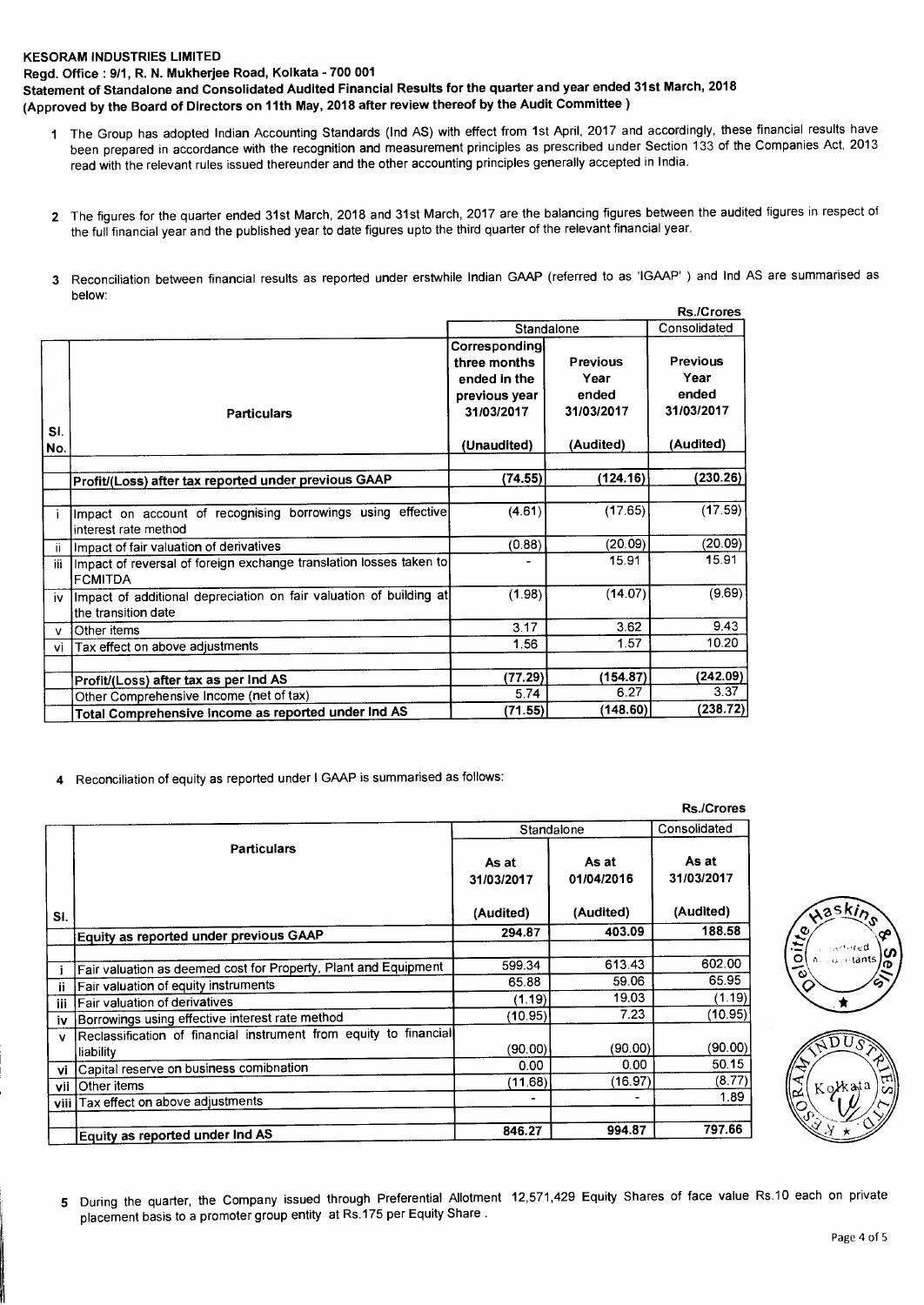**KESORAM INDUSTRIES LIMITED**

**Regd. Office : 9/1, R. N. Mukherjee Road, Kolkata - 700 001**

**Statement of Standalone and Consolidated Audited Financial Results for the quarter and year ended 31st March, 2018**

**(Approved by the Board of Directors on 11th May, 2018 after review thereof by the Audit Committee )**

1. The Group has adopted Indian Accounting Standards (Ind AS) with effect from 1st April, 2017 and accordingly, these financial results have been prepared in accordance with the recognition and measurement principles as prescribed under Section 133 of the Companies Act, 2013 read with the relevant rules issued thereunder and the other accounting principles generally accepted in India.

2. The figures for the quarter ended 31st March, 2018 and 31st March, 2017 are the balancing figures between the audited figures in respect of the full financial year and the published year to date figures upto the third quarter of the relevant financial year.

3. Reconciliation between financial results as reported under erstwhile Indian GAAP (referred to as 'IGAAP' ) and Ind AS are summarised as below:

Rs./Crores

| Sl. No. | Particulars | Standalone | | Consolidated |
|---|---|---|---|---|
| | | Corresponding three months ended in the previous year 31/03/2017 (Unaudited) | Previous Year ended 31/03/2017 (Audited) | Previous Year ended 31/03/2017 (Audited) |
| | **Profit/(Loss) after tax reported under previous GAAP** | (74.55) | (124.16) | (230.26) |
| i | Impact on account of recognising borrowings using effective interest rate method | (4.61) | (17.65) | (17.59) |
| ii | Impact of fair valuation of derivatives | (0.88) | (20.09) | (20.09) |
| iii | Impact of reversal of foreign exchange translation losses taken to FCMITDA | - | 15.91 | 15.91 |
| iv | Impact of additional depreciation on fair valuation of building at the transition date | (1.98) | (14.07) | (9.69) |
| v | Other items | 3.17 | 3.62 | 9.43 |
| vi | Tax effect on above adjustments | 1.56 | 1.57 | 10.20 |
| | **Profit/(Loss) after tax as per Ind AS** | (77.29) | (154.87) | (242.09) |
| | Other Comprehensive Income (net of tax) | 5.74 | 6.27 | 3.37 |
| | **Total Comprehensive Income as reported under Ind AS** | (71.55) | (148.60) | (238.72) |

4. Reconciliation of equity as reported under I GAAP is summarised as follows:

Rs./Crores

| Sl. | Particulars | Standalone | | Consolidated |
|---|---|---|---|---|
| | | As at 31/03/2017 (Audited) | As at 01/04/2016 (Audited) | As at 31/03/2017 (Audited) |
| | **Equity as reported under previous GAAP** | 294.87 | 403.09 | 188.58 |
| i | Fair valuation as deemed cost for Property, Plant and Equipment | 599.34 | 613.43 | 602.00 |
| ii | Fair valuation of equity instruments | 65.88 | 59.06 | 65.95 |
| iii | Fair valuation of derivatives | (1.19) | 19.03 | (1.19) |
| iv | Borrowings using effective interest rate method | (10.95) | 7.23 | (10.95) |
| v | Reclassification of financial instrument from equity to financial liability | (90.00) | (90.00) | (90.00) |
| vi | Capital reserve on business comibnation | 0.00 | 0.00 | 50.15 |
| vii | Other items | (11.68) | (16.97) | (8.77) |
| viii | Tax effect on above adjustments | - | - | 1.89 |
| | **Equity as reported under Ind AS** | 846.27 | 994.87 | 797.66 |

5. During the quarter, the Company issued through Preferential Allotment 12,571,429 Equity Shares of face value Rs.10 each on private placement basis to a promoter group entity at Rs.175 per Equity Share .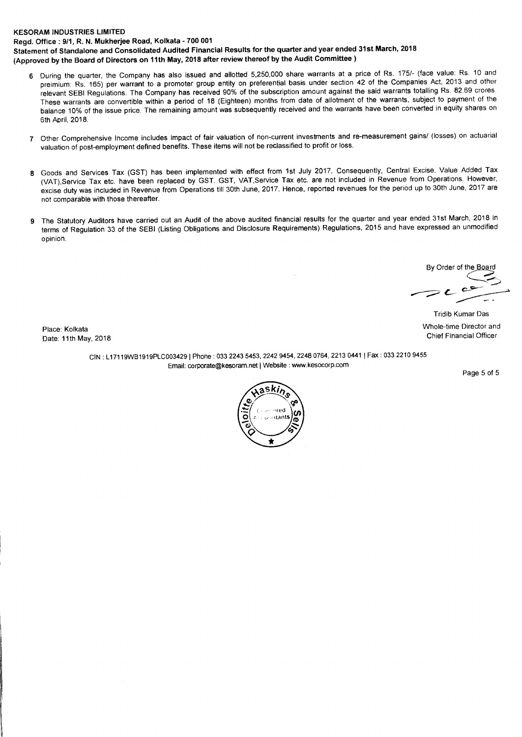**KESORAM INDUSTRIES LIMITED**

**Regd. Office : 9/1, R. N. Mukherjee Road, Kolkata - 700 001**

**Statement of Standalone and Consolidated Audited Financial Results for the quarter and year ended 31st March, 2018**

**(Approved by the Board of Directors on 11th May, 2018 after review thereof by the Audit Committee )**

6 During the quarter, the Company has also issued and allotted 5,250,000 share warrants at a price of Rs. 175/- (face value: Rs. 10 and preimium: Rs. 165) per warrant to a promoter group entity on preferential basis under section 42 of the Companies Act, 2013 and other relevant SEBI Regulations. The Company has received 90% of the subscription amount against the said warrants totalling Rs. 82.69 crores. These warrants are convertible within a period of 18 (Eighteen) months from date of allotment of the warrants, subject to payment of the balance 10% of the issue price. The remaining amount was subsequently received and the warrants have been converted in equity shares on 6th April, 2018.

7 Other Comprehensive Income includes impact of fair valuation of non-current investments and re-measurement gains/ (losses) on actuarial valuation of post-employment defined benefits. These items will not be reclassified to profit or loss.

8 Goods and Services Tax (GST) has been implemented with effect from 1st July 2017. Consequently, Central Excise, Value Added Tax (VAT),Service Tax etc. have been replaced by GST. GST, VAT,Service Tax etc. are not included in Revenue from Operations. However, excise duty was included in Revenue from Operations till 30th June, 2017. Hence, reported revenues for the period up to 30th June, 2017 are not comparable with those thereafter.

9 The Statutory Auditors have carried out an Audit of the above audited financial results for the quarter and year ended 31st March, 2018 in terms of Regulation 33 of the SEBI (Listing Obligations and Disclosure Requirements) Regulations, 2015 and have expressed an unmodified opinion.

By Order of the Board

Tridib Kumar Das
Whole-time Director and
Chief Financial Officer

Place: Kolkata
Date: 11th May, 2018

CIN : L17119WB1919PLC003429 | Phone : 033 2243 5453, 2242 9454, 2248 0764, 2213 0441 | Fax : 033 2210 9455
Email: corporate@kesoram.net | Website : www.kesocorp.com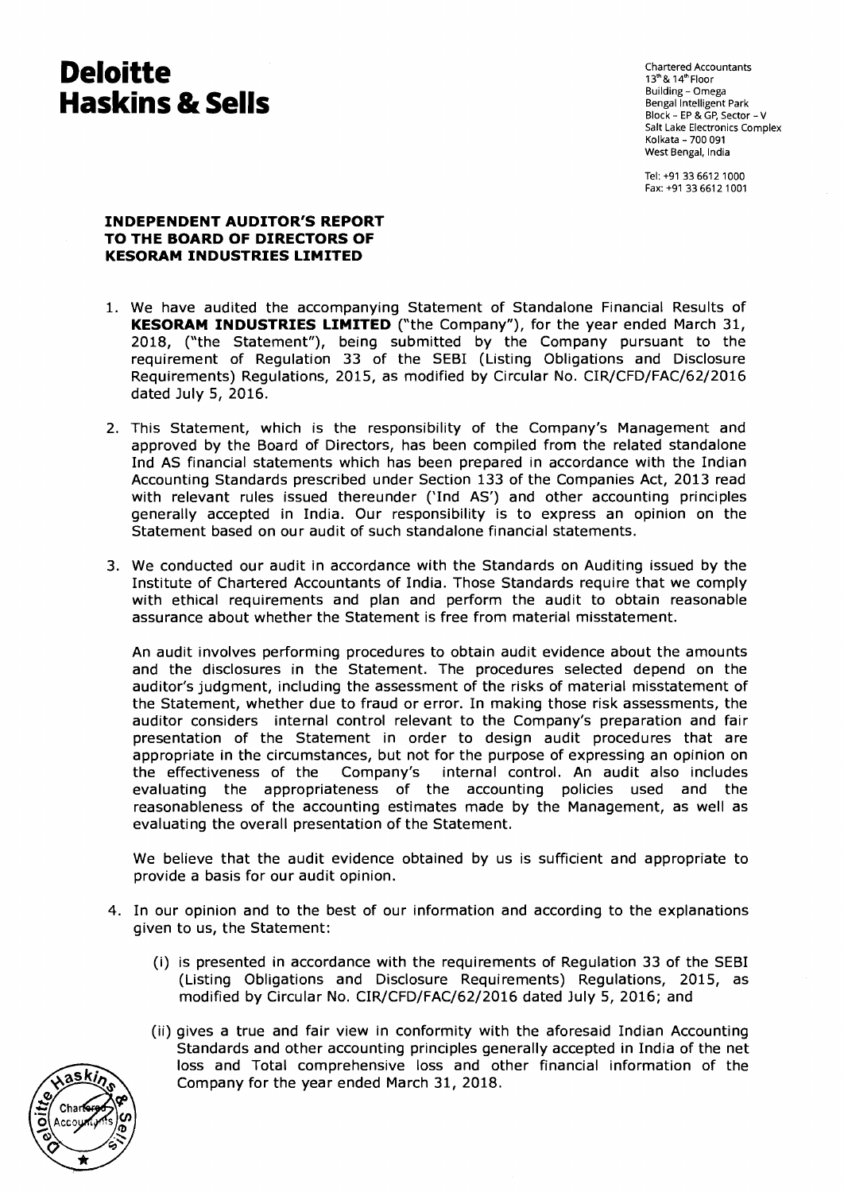# Deloitte Haskins & Sells

Chartered Accountants
13th & 14th Floor
Building – Omega
Bengal Intelligent Park
Block – EP & GP, Sector – V
Salt Lake Electronics Complex
Kolkata – 700 091
West Bengal, India

Tel: +91 33 6612 1000
Fax: +91 33 6612 1001

**INDEPENDENT AUDITOR'S REPORT TO THE BOARD OF DIRECTORS OF KESORAM INDUSTRIES LIMITED**

1. We have audited the accompanying Statement of Standalone Financial Results of **KESORAM INDUSTRIES LIMITED** ("the Company"), for the year ended March 31, 2018, ("the Statement"), being submitted by the Company pursuant to the requirement of Regulation 33 of the SEBI (Listing Obligations and Disclosure Requirements) Regulations, 2015, as modified by Circular No. CIR/CFD/FAC/62/2016 dated July 5, 2016.

2. This Statement, which is the responsibility of the Company's Management and approved by the Board of Directors, has been compiled from the related standalone Ind AS financial statements which has been prepared in accordance with the Indian Accounting Standards prescribed under Section 133 of the Companies Act, 2013 read with relevant rules issued thereunder ('Ind AS') and other accounting principles generally accepted in India. Our responsibility is to express an opinion on the Statement based on our audit of such standalone financial statements.

3. We conducted our audit in accordance with the Standards on Auditing issued by the Institute of Chartered Accountants of India. Those Standards require that we comply with ethical requirements and plan and perform the audit to obtain reasonable assurance about whether the Statement is free from material misstatement.

   An audit involves performing procedures to obtain audit evidence about the amounts and the disclosures in the Statement. The procedures selected depend on the auditor's judgment, including the assessment of the risks of material misstatement of the Statement, whether due to fraud or error. In making those risk assessments, the auditor considers internal control relevant to the Company's preparation and fair presentation of the Statement in order to design audit procedures that are appropriate in the circumstances, but not for the purpose of expressing an opinion on the effectiveness of the Company's internal control. An audit also includes evaluating the appropriateness of the accounting policies used and the reasonableness of the accounting estimates made by the Management, as well as evaluating the overall presentation of the Statement.

   We believe that the audit evidence obtained by us is sufficient and appropriate to provide a basis for our audit opinion.

4. In our opinion and to the best of our information and according to the explanations given to us, the Statement:

   (i) is presented in accordance with the requirements of Regulation 33 of the SEBI (Listing Obligations and Disclosure Requirements) Regulations, 2015, as modified by Circular No. CIR/CFD/FAC/62/2016 dated July 5, 2016; and

   (ii) gives a true and fair view in conformity with the aforesaid Indian Accounting Standards and other accounting principles generally accepted in India of the net loss and Total comprehensive loss and other financial information of the Company for the year ended March 31, 2018.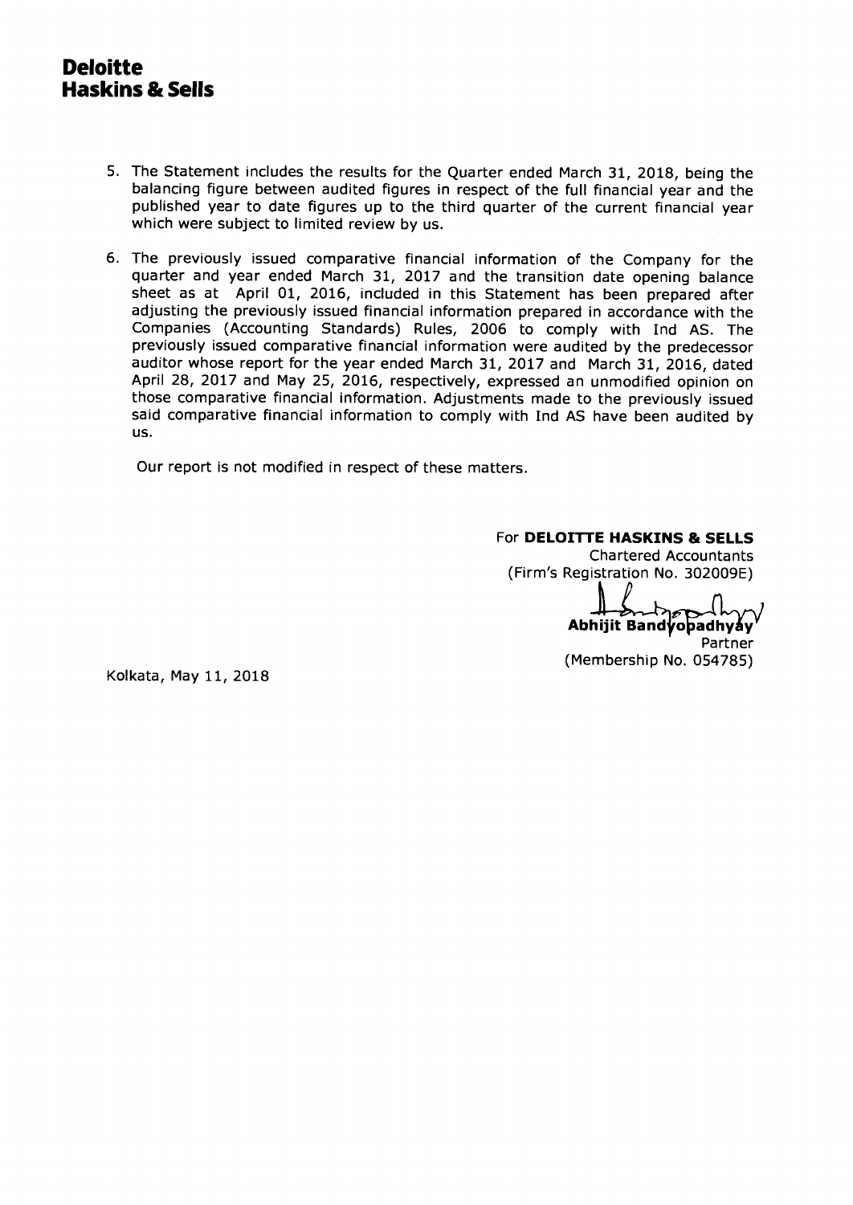**Deloitte Haskins & Sells**

5. The Statement includes the results for the Quarter ended March 31, 2018, being the balancing figure between audited figures in respect of the full financial year and the published year to date figures up to the third quarter of the current financial year which were subject to limited review by us.

6. The previously issued comparative financial information of the Company for the quarter and year ended March 31, 2017 and the transition date opening balance sheet as at April 01, 2016, included in this Statement has been prepared after adjusting the previously issued financial information prepared in accordance with the Companies (Accounting Standards) Rules, 2006 to comply with Ind AS. The previously issued comparative financial information were audited by the predecessor auditor whose report for the year ended March 31, 2017 and March 31, 2016, dated April 28, 2017 and May 25, 2016, respectively, expressed an unmodified opinion on those comparative financial information. Adjustments made to the previously issued said comparative financial information to comply with Ind AS have been audited by us.

Our report is not modified in respect of these matters.

For **DELOITTE HASKINS & SELLS**
Chartered Accountants
(Firm's Registration No. 302009E)

**Abhijit Bandyopadhyay**
Partner
(Membership No. 054785)

Kolkata, May 11, 2018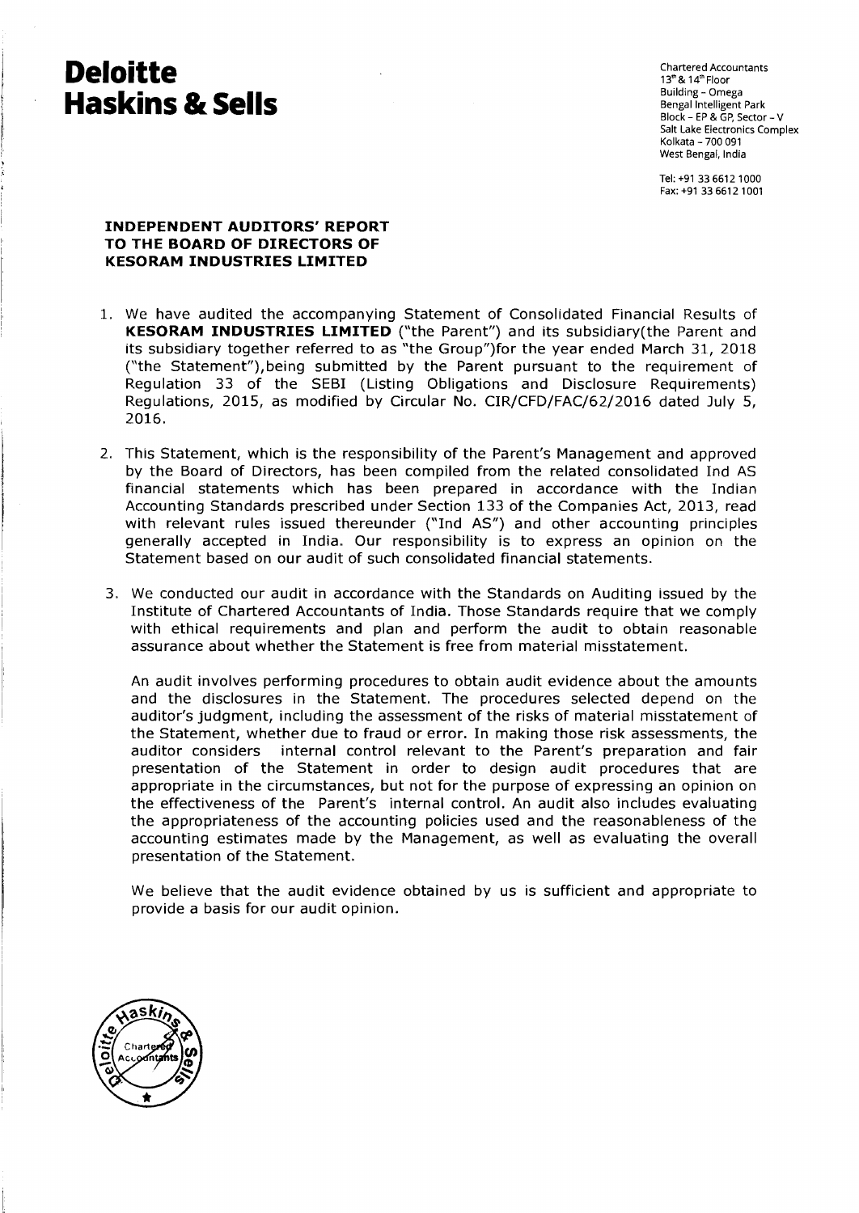# Deloitte Haskins & Sells

Chartered Accountants
13th & 14th Floor
Building - Omega
Bengal Intelligent Park
Block - EP & GP, Sector - V
Salt Lake Electronics Complex
Kolkata - 700 091
West Bengal, India

Tel: +91 33 6612 1000
Fax: +91 33 6612 1001

**INDEPENDENT AUDITORS' REPORT TO THE BOARD OF DIRECTORS OF KESORAM INDUSTRIES LIMITED**

1. We have audited the accompanying Statement of Consolidated Financial Results of **KESORAM INDUSTRIES LIMITED** ("the Parent") and its subsidiary(the Parent and its subsidiary together referred to as "the Group")for the year ended March 31, 2018 ("the Statement"),being submitted by the Parent pursuant to the requirement of Regulation 33 of the SEBI (Listing Obligations and Disclosure Requirements) Regulations, 2015, as modified by Circular No. CIR/CFD/FAC/62/2016 dated July 5, 2016.

2. This Statement, which is the responsibility of the Parent's Management and approved by the Board of Directors, has been compiled from the related consolidated Ind AS financial statements which has been prepared in accordance with the Indian Accounting Standards prescribed under Section 133 of the Companies Act, 2013, read with relevant rules issued thereunder ("Ind AS") and other accounting principles generally accepted in India. Our responsibility is to express an opinion on the Statement based on our audit of such consolidated financial statements.

3. We conducted our audit in accordance with the Standards on Auditing issued by the Institute of Chartered Accountants of India. Those Standards require that we comply with ethical requirements and plan and perform the audit to obtain reasonable assurance about whether the Statement is free from material misstatement.

   An audit involves performing procedures to obtain audit evidence about the amounts and the disclosures in the Statement. The procedures selected depend on the auditor's judgment, including the assessment of the risks of material misstatement of the Statement, whether due to fraud or error. In making those risk assessments, the auditor considers internal control relevant to the Parent's preparation and fair presentation of the Statement in order to design audit procedures that are appropriate in the circumstances, but not for the purpose of expressing an opinion on the effectiveness of the Parent's internal control. An audit also includes evaluating the appropriateness of the accounting policies used and the reasonableness of the accounting estimates made by the Management, as well as evaluating the overall presentation of the Statement.

   We believe that the audit evidence obtained by us is sufficient and appropriate to provide a basis for our audit opinion.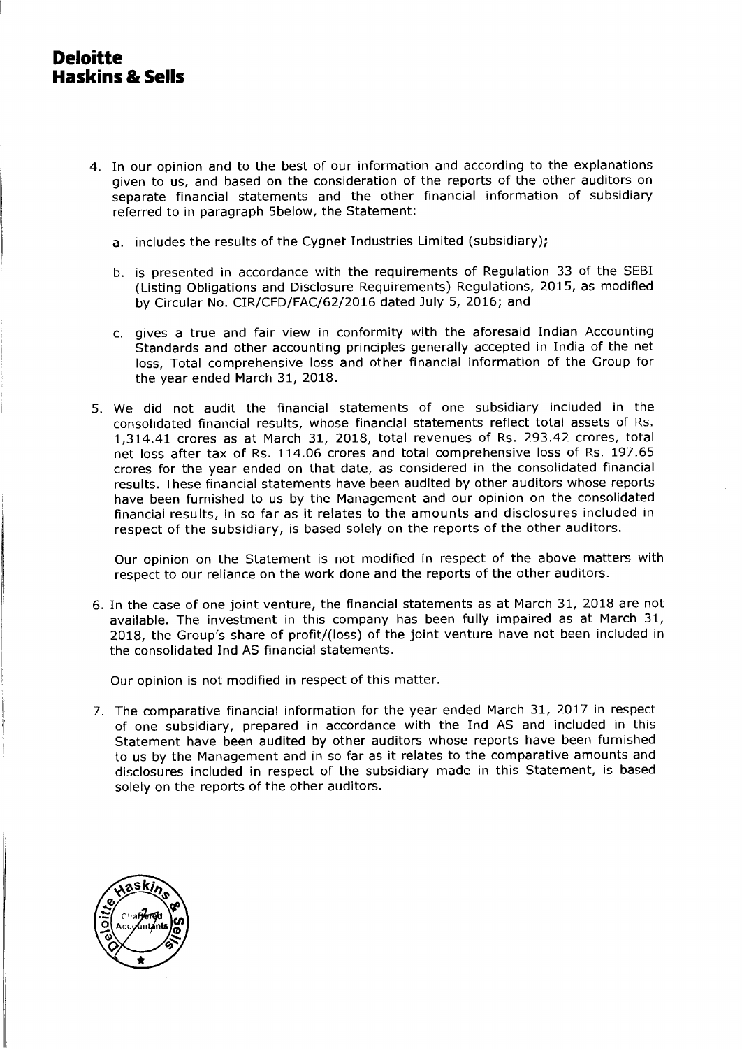**Deloitte Haskins & Sells**

4. In our opinion and to the best of our information and according to the explanations given to us, and based on the consideration of the reports of the other auditors on separate financial statements and the other financial information of subsidiary referred to in paragraph 5below, the Statement:

   a. includes the results of the Cygnet Industries Limited (subsidiary);

   b. is presented in accordance with the requirements of Regulation 33 of the SEBI (Listing Obligations and Disclosure Requirements) Regulations, 2015, as modified by Circular No. CIR/CFD/FAC/62/2016 dated July 5, 2016; and

   c. gives a true and fair view in conformity with the aforesaid Indian Accounting Standards and other accounting principles generally accepted in India of the net loss, Total comprehensive loss and other financial information of the Group for the year ended March 31, 2018.

5. We did not audit the financial statements of one subsidiary included in the consolidated financial results, whose financial statements reflect total assets of Rs. 1,314.41 crores as at March 31, 2018, total revenues of Rs. 293.42 crores, total net loss after tax of Rs. 114.06 crores and total comprehensive loss of Rs. 197.65 crores for the year ended on that date, as considered in the consolidated financial results. These financial statements have been audited by other auditors whose reports have been furnished to us by the Management and our opinion on the consolidated financial results, in so far as it relates to the amounts and disclosures included in respect of the subsidiary, is based solely on the reports of the other auditors.

   Our opinion on the Statement is not modified in respect of the above matters with respect to our reliance on the work done and the reports of the other auditors.

6. In the case of one joint venture, the financial statements as at March 31, 2018 are not available. The investment in this company has been fully impaired as at March 31, 2018, the Group's share of profit/(loss) of the joint venture have not been included in the consolidated Ind AS financial statements.

   Our opinion is not modified in respect of this matter.

7. The comparative financial information for the year ended March 31, 2017 in respect of one subsidiary, prepared in accordance with the Ind AS and included in this Statement have been audited by other auditors whose reports have been furnished to us by the Management and in so far as it relates to the comparative amounts and disclosures included in respect of the subsidiary made in this Statement, is based solely on the reports of the other auditors.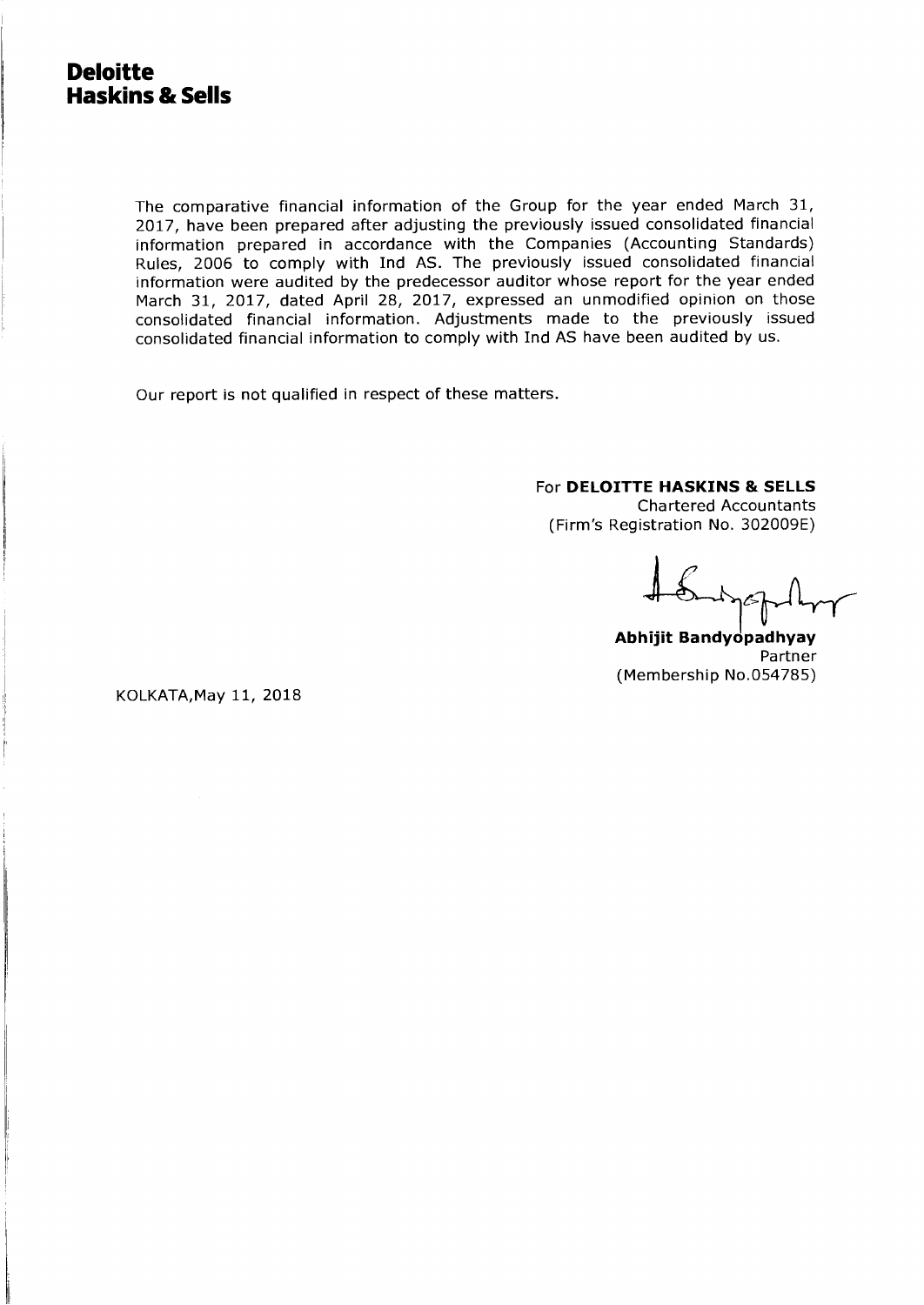**Deloitte**
**Haskins & Sells**

The comparative financial information of the Group for the year ended March 31, 2017, have been prepared after adjusting the previously issued consolidated financial information prepared in accordance with the Companies (Accounting Standards) Rules, 2006 to comply with Ind AS. The previously issued consolidated financial information were audited by the predecessor auditor whose report for the year ended March 31, 2017, dated April 28, 2017, expressed an unmodified opinion on those consolidated financial information. Adjustments made to the previously issued consolidated financial information to comply with Ind AS have been audited by us.

Our report is not qualified in respect of these matters.

For **DELOITTE HASKINS & SELLS**
Chartered Accountants
(Firm's Registration No. 302009E)

**Abhijit Bandyopadhyay**
Partner
(Membership No.054785)

KOLKATA,May 11, 2018